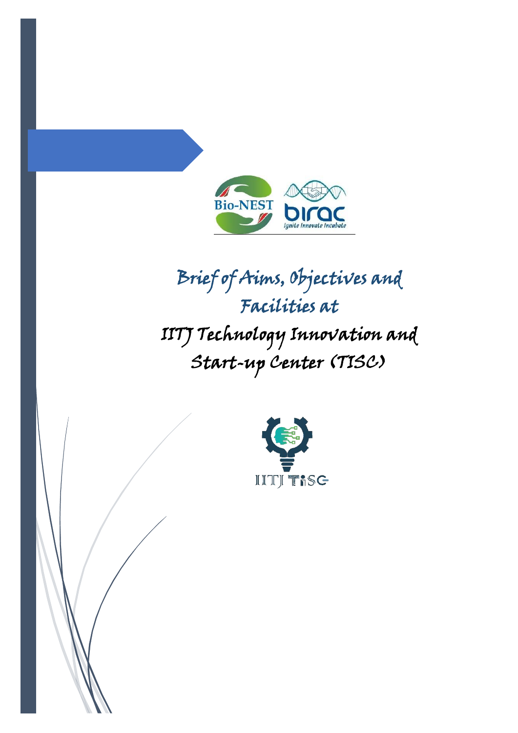# Brief of Aims, Objectives and Facilities at IITJ Technology Innovation and Start-up Center (TISC)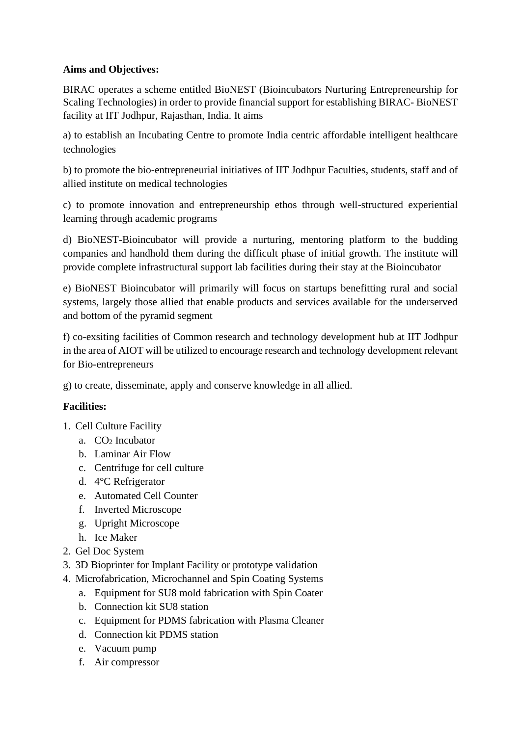**Aims and Objectives:**

BIRAC operates a scheme entitled BioNEST (Bioincubators Nurturing Entrepreneurship for Scaling Technologies) in order to provide financial support for establishing BIRAC- BioNEST facility at IIT Jodhpur, Rajasthan, India. It aims

a) to establish an Incubating Centre to promote India centric affordable intelligent healthcare technologies

b) to promote the bio-entrepreneurial initiatives of IIT Jodhpur Faculties, students, staff and of allied institute on medical technologies

c) to promote innovation and entrepreneurship ethos through well-structured experiential learning through academic programs

d) BioNEST-Bioincubator will provide a nurturing, mentoring platform to the budding companies and handhold them during the difficult phase of initial growth. The institute will provide complete infrastructural support lab facilities during their stay at the Bioincubator

e) BioNEST Bioincubator will primarily will focus on startups benefitting rural and social systems, largely those allied that enable products and services available for the underserved and bottom of the pyramid segment

f) co-exsiting facilities of Common research and technology development hub at IIT Jodhpur in the area of AIOT will be utilized to encourage research and technology development relevant for Bio-entrepreneurs

g) to create, disseminate, apply and conserve knowledge in all allied.

**Facilities:**

1. Cell Culture Facility
   a. $CO_2$ Incubator
   b. Laminar Air Flow
   c. Centrifuge for cell culture
   d. 4°C Refrigerator
   e. Automated Cell Counter
   f. Inverted Microscope
   g. Upright Microscope
   h. Ice Maker
2. Gel Doc System
3. 3D Bioprinter for Implant Facility or prototype validation
4. Microfabrication, Microchannel and Spin Coating Systems
   a. Equipment for SU8 mold fabrication with Spin Coater
   b. Connection kit SU8 station
   c. Equipment for PDMS fabrication with Plasma Cleaner
   d. Connection kit PDMS station
   e. Vacuum pump
   f. Air compressor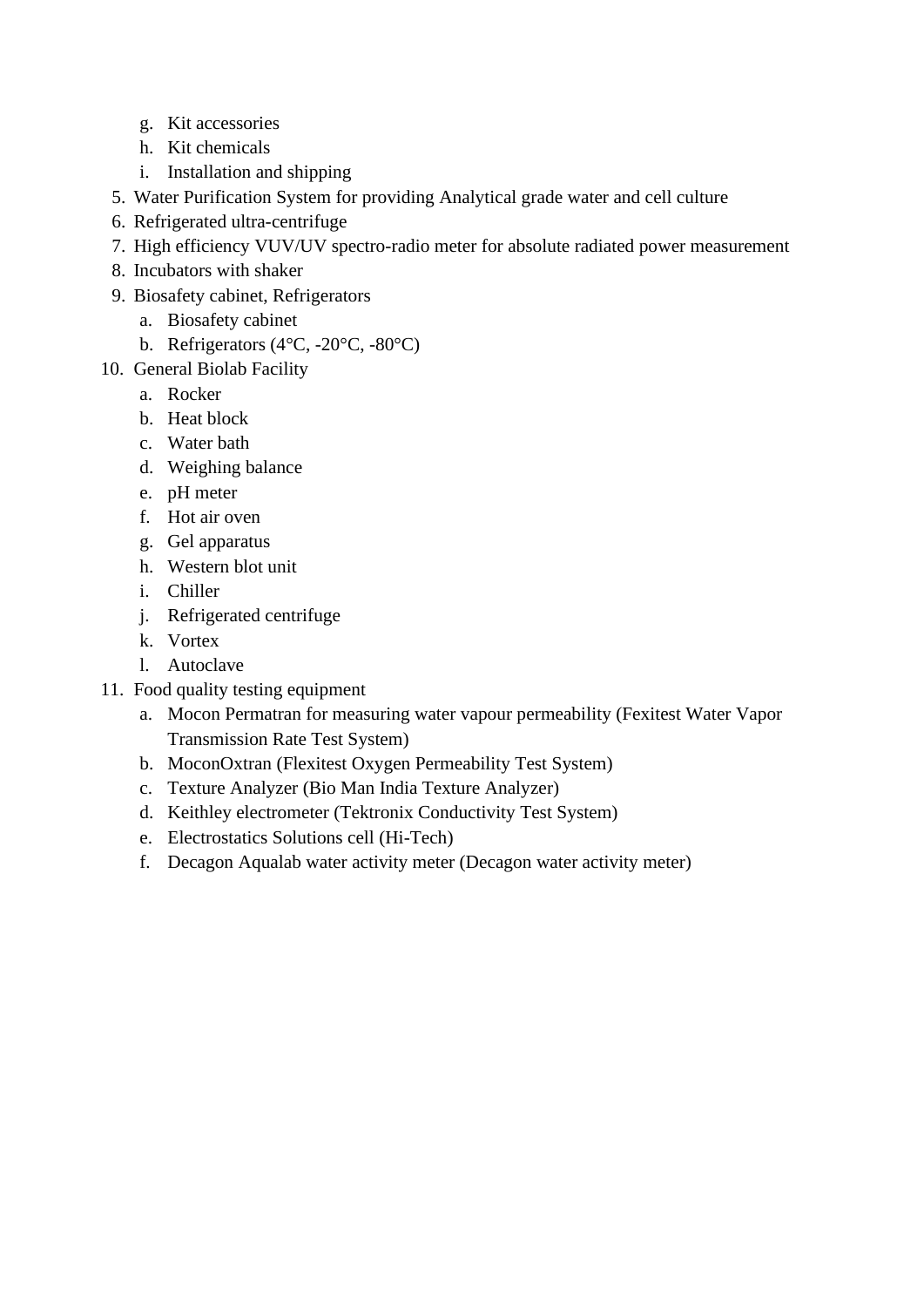g. Kit accessories
   h. Kit chemicals
   i. Installation and shipping
5. Water Purification System for providing Analytical grade water and cell culture
6. Refrigerated ultra-centrifuge
7. High efficiency VUV/UV spectro-radio meter for absolute radiated power measurement
8. Incubators with shaker
9. Biosafety cabinet, Refrigerators
   a. Biosafety cabinet
   b. Refrigerators (4°C, -20°C, -80°C)
10. General Biolab Facility
    a. Rocker
    b. Heat block
    c. Water bath
    d. Weighing balance
    e. pH meter
    f. Hot air oven
    g. Gel apparatus
    h. Western blot unit
    i. Chiller
    j. Refrigerated centrifuge
    k. Vortex
    l. Autoclave
11. Food quality testing equipment
    a. Mocon Permatran for measuring water vapour permeability (Fexitest Water Vapor Transmission Rate Test System)
    b. MoconOxtran (Flexitest Oxygen Permeability Test System)
    c. Texture Analyzer (Bio Man India Texture Analyzer)
    d. Keithley electrometer (Tektronix Conductivity Test System)
    e. Electrostatics Solutions cell (Hi-Tech)
    f. Decagon Aqualab water activity meter (Decagon water activity meter)